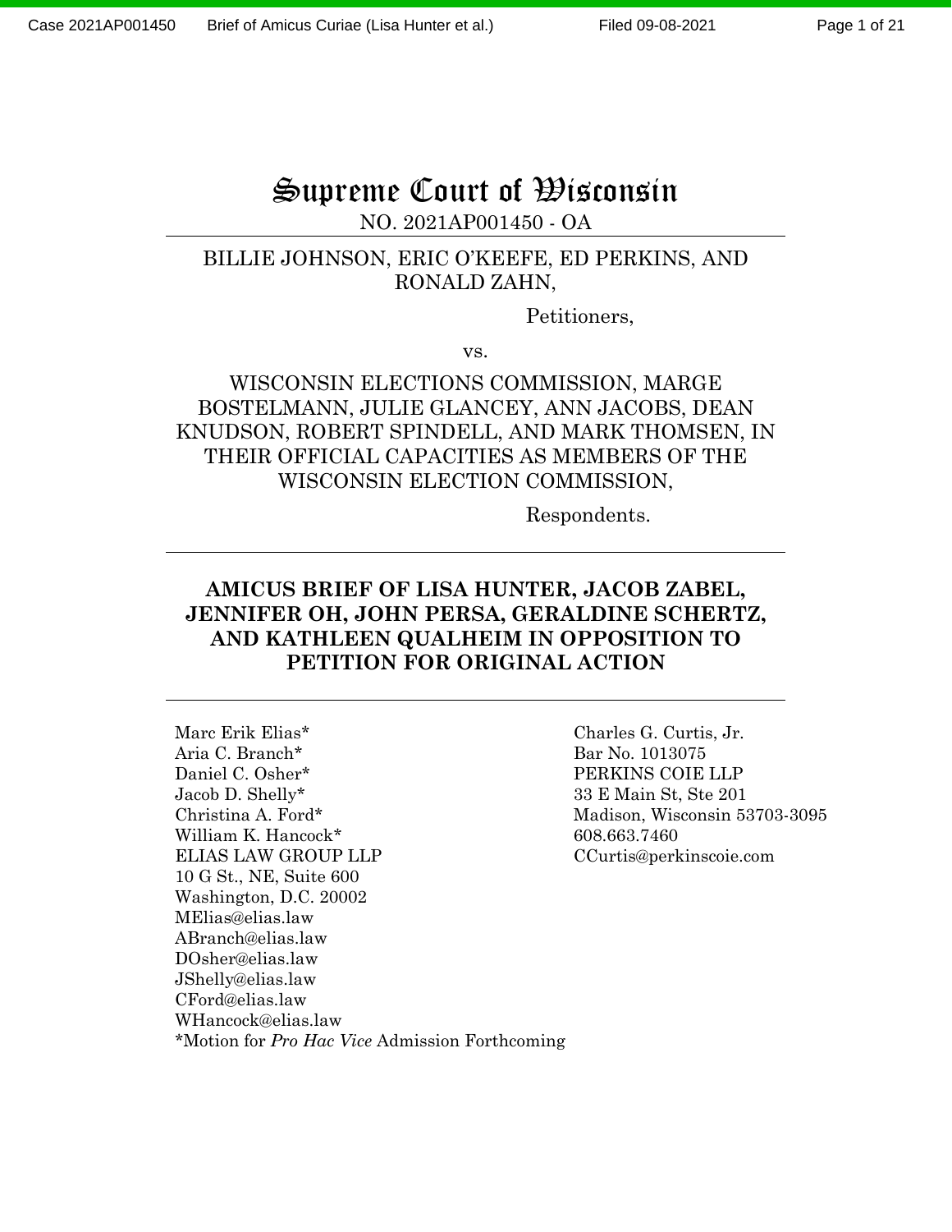# Supreme Court of Wisconsin

NO. 2021AP001450 - OA

---

BILLIE JOHNSON, ERIC O'KEEFE, ED PERKINS, AND RONALD ZAHN,

Petitioners,

vs.

WISCONSIN ELECTIONS COMMISSION, MARGE BOSTELMANN, JULIE GLANCEY, ANN JACOBS, DEAN KNUDSON, ROBERT SPINDELL, AND MARK THOMSEN, IN THEIR OFFICIAL CAPACITIES AS MEMBERS OF THE WISCONSIN ELECTION COMMISSION,

Respondents.

---

**AMICUS BRIEF OF LISA HUNTER, JACOB ZABEL, JENNIFER OH, JOHN PERSA, GERALDINE SCHERTZ, AND KATHLEEN QUALHEIM IN OPPOSITION TO PETITION FOR ORIGINAL ACTION**

---

Marc Erik Elias*
Aria C. Branch*
Daniel C. Osher*
Jacob D. Shelly*
Christina A. Ford*
William K. Hancock*
ELIAS LAW GROUP LLP
10 G St., NE, Suite 600
Washington, D.C. 20002
MElias@elias.law
ABranch@elias.law
DOsher@elias.law
JShelly@elias.law
CFord@elias.law
WHancock@elias.law
*Motion for *Pro Hac Vice* Admission Forthcoming

Charles G. Curtis, Jr.
Bar No. 1013075
PERKINS COIE LLP
33 E Main St, Ste 201
Madison, Wisconsin 53703-3095
608.663.7460
CCurtis@perkinscoie.com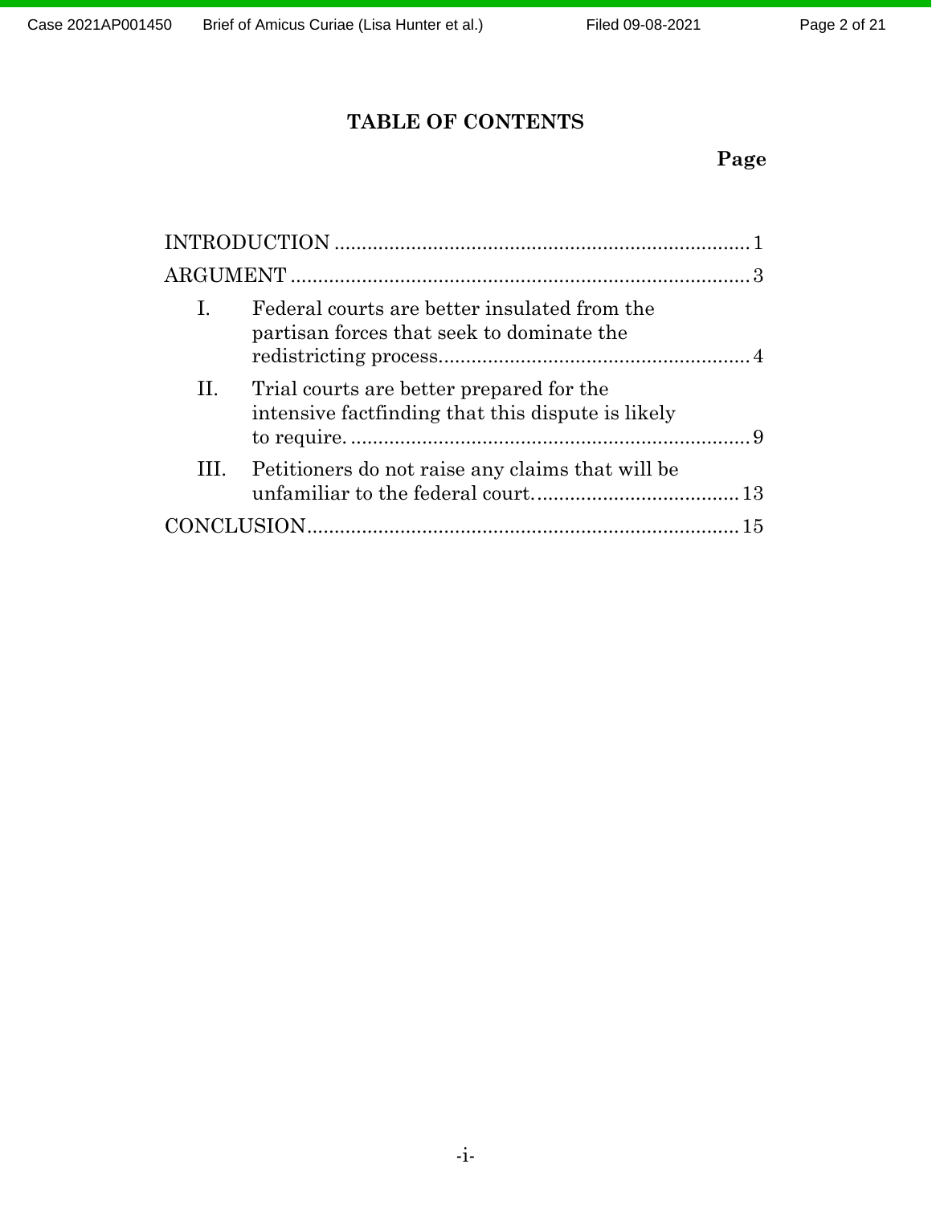# TABLE OF CONTENTS

| | Page |
|---|---|
| INTRODUCTION | 1 |
| ARGUMENT | 3 |
| I. Federal courts are better insulated from the partisan forces that seek to dominate the redistricting process. | 4 |
| II. Trial courts are better prepared for the intensive factfinding that this dispute is likely to require. | 9 |
| III. Petitioners do not raise any claims that will be unfamiliar to the federal court. | 13 |
| CONCLUSION | 15 |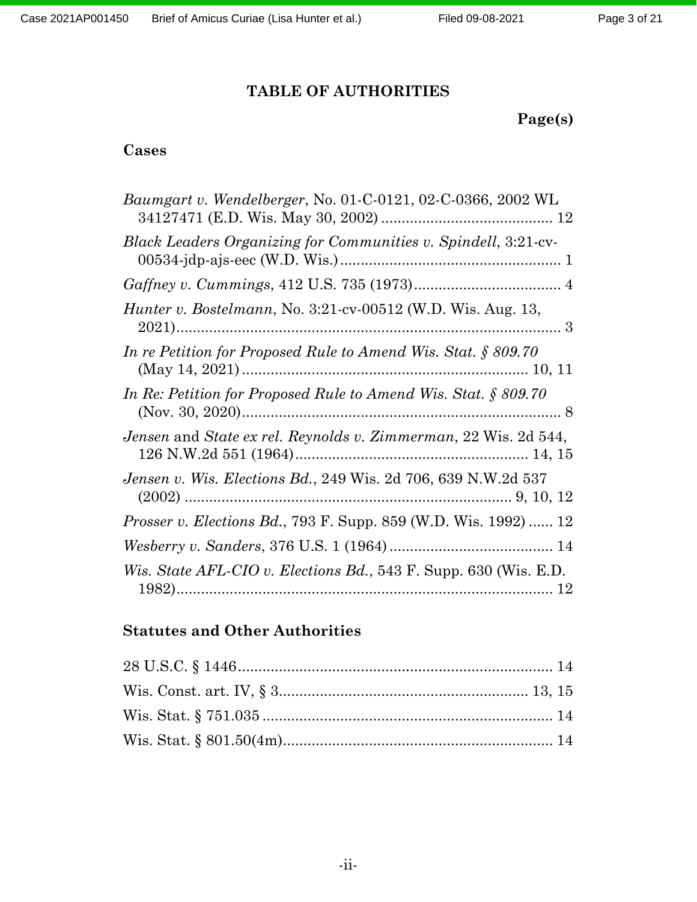# TABLE OF AUTHORITIES

**Page(s)**

## Cases

*Baumgart v. Wendelberger*, No. 01-C-0121, 02-C-0366, 2002 WL 34127471 (E.D. Wis. May 30, 2002) .......................................... 12

*Black Leaders Organizing for Communities v. Spindell*, 3:21-cv-00534-jdp-ajs-eec (W.D. Wis.) ....................................................... 1

*Gaffney v. Cummings*, 412 U.S. 735 (1973) .................................... 4

*Hunter v. Bostelmann*, No. 3:21-cv-00512 (W.D. Wis. Aug. 13, 2021) ................................................................................................ 3

*In re Petition for Proposed Rule to Amend Wis. Stat. § 809.70* (May 14, 2021) ..................................................................... 10, 11

*In Re: Petition for Proposed Rule to Amend Wis. Stat. § 809.70* (Nov. 30, 2020) .............................................................................. 8

*Jensen* and *State ex rel. Reynolds v. Zimmerman*, 22 Wis. 2d 544, 126 N.W.2d 551 (1964) ......................................................... 14, 15

*Jensen v. Wis. Elections Bd.*, 249 Wis. 2d 706, 639 N.W.2d 537 (2002) ............................................................................... 9, 10, 12

*Prosser v. Elections Bd.*, 793 F. Supp. 859 (W.D. Wis. 1992) ...... 12

*Wesberry v. Sanders*, 376 U.S. 1 (1964) ........................................ 14

*Wis. State AFL-CIO v. Elections Bd.*, 543 F. Supp. 630 (Wis. E.D. 1982) ............................................................................................ 12

## Statutes and Other Authorities

28 U.S.C. § 1446 ............................................................................ 14

Wis. Const. art. IV, § 3 ............................................................ 13, 15

Wis. Stat. § 751.035 ....................................................................... 14

Wis. Stat. § 801.50(4m) .................................................................. 14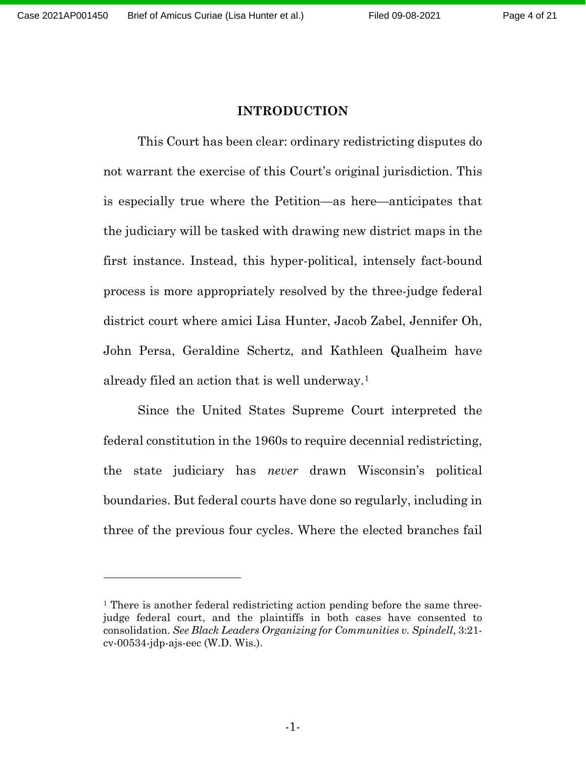## INTRODUCTION

This Court has been clear: ordinary redistricting disputes do not warrant the exercise of this Court's original jurisdiction. This is especially true where the Petition—as here—anticipates that the judiciary will be tasked with drawing new district maps in the first instance. Instead, this hyper-political, intensely fact-bound process is more appropriately resolved by the three-judge federal district court where amici Lisa Hunter, Jacob Zabel, Jennifer Oh, John Persa, Geraldine Schertz, and Kathleen Qualheim have already filed an action that is well underway.[1]

Since the United States Supreme Court interpreted the federal constitution in the 1960s to require decennial redistricting, the state judiciary has *never* drawn Wisconsin's political boundaries. But federal courts have done so regularly, including in three of the previous four cycles. Where the elected branches fail

[1] There is another federal redistricting action pending before the same three-judge federal court, and the plaintiffs in both cases have consented to consolidation. *See Black Leaders Organizing for Communities v. Spindell*, 3:21-cv-00534-jdp-ajs-eec (W.D. Wis.).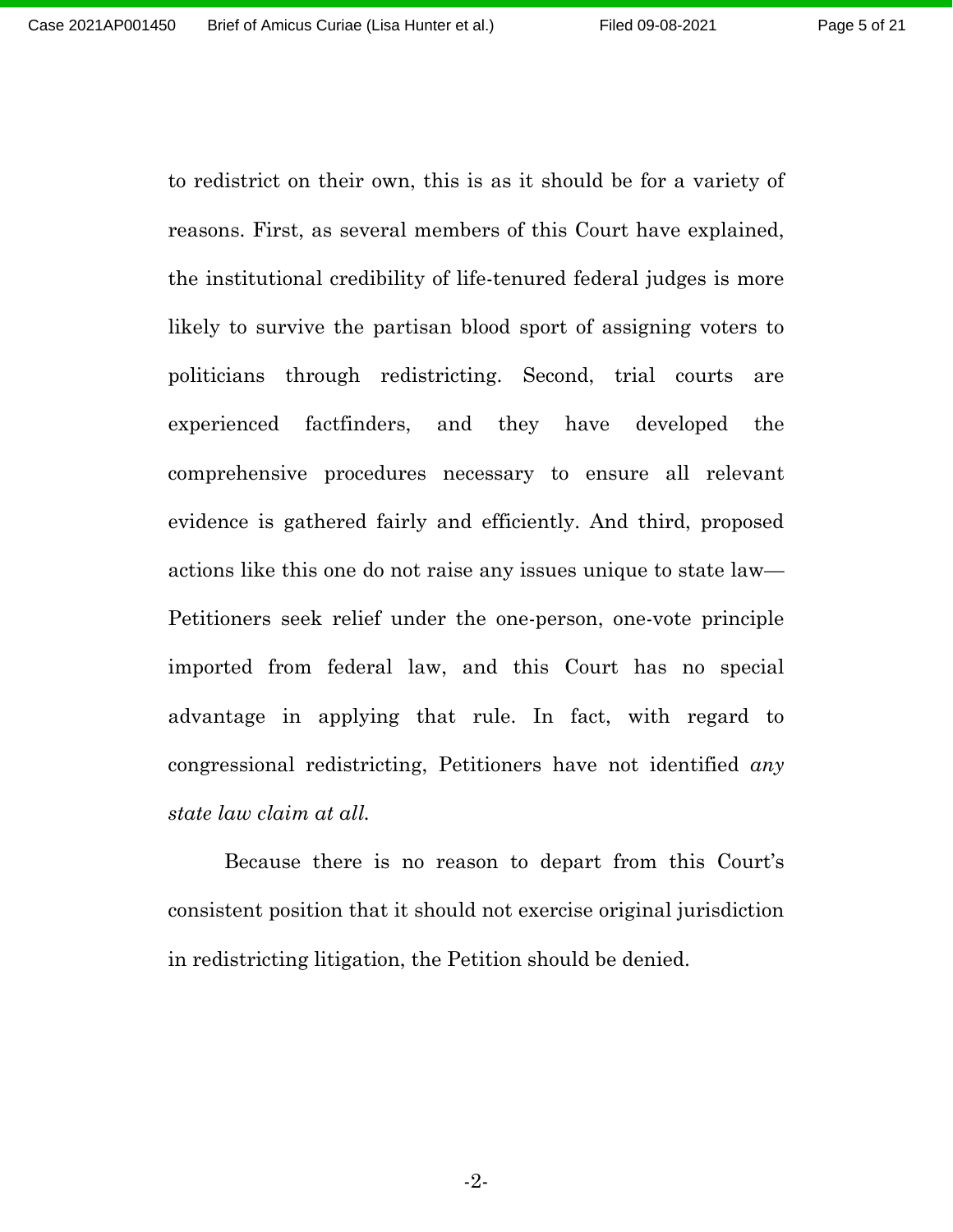to redistrict on their own, this is as it should be for a variety of reasons. First, as several members of this Court have explained, the institutional credibility of life-tenured federal judges is more likely to survive the partisan blood sport of assigning voters to politicians through redistricting. Second, trial courts are experienced factfinders, and they have developed the comprehensive procedures necessary to ensure all relevant evidence is gathered fairly and efficiently. And third, proposed actions like this one do not raise any issues unique to state law—Petitioners seek relief under the one-person, one-vote principle imported from federal law, and this Court has no special advantage in applying that rule. In fact, with regard to congressional redistricting, Petitioners have not identified *any state law claim at all.*

Because there is no reason to depart from this Court's consistent position that it should not exercise original jurisdiction in redistricting litigation, the Petition should be denied.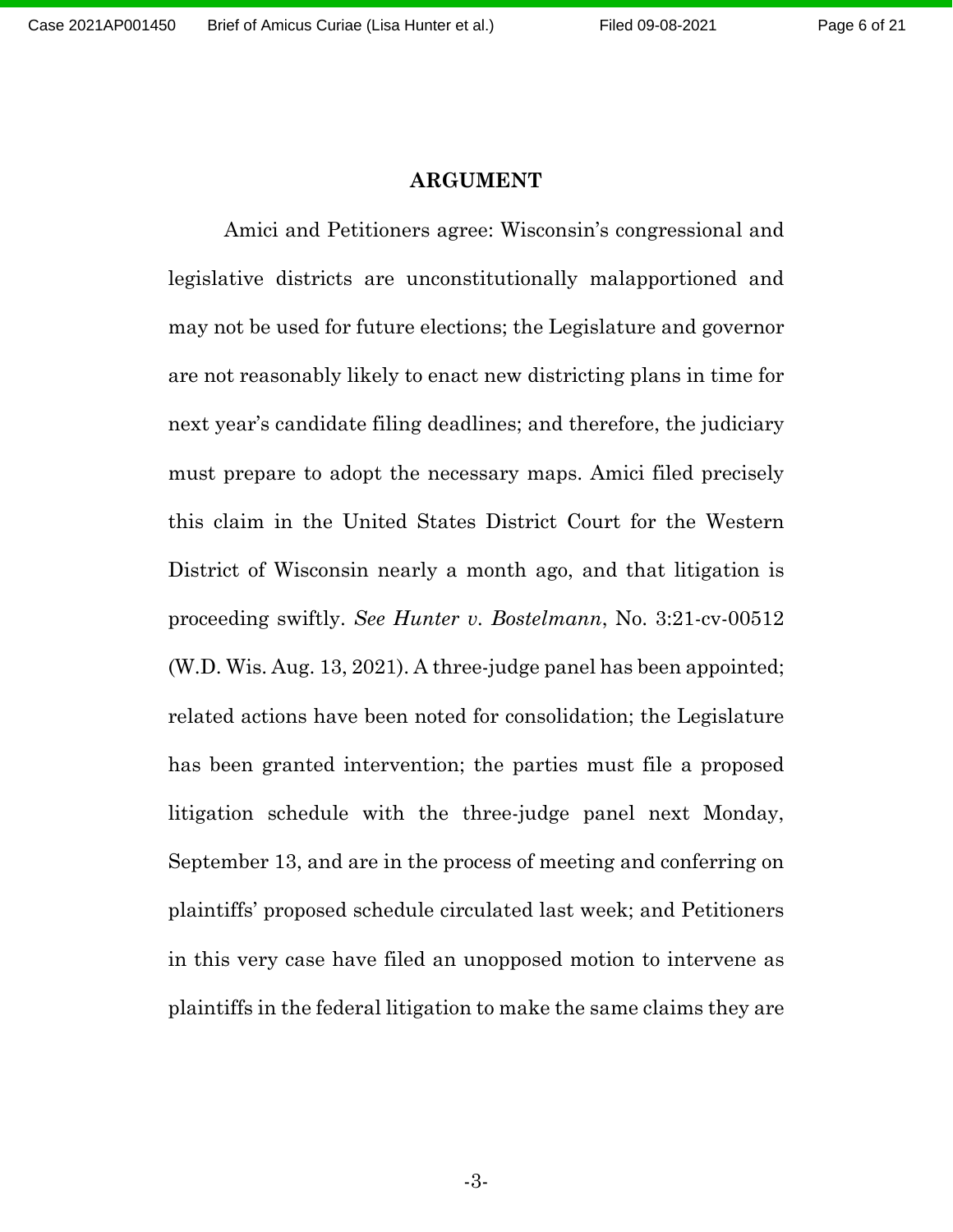## ARGUMENT

Amici and Petitioners agree: Wisconsin's congressional and legislative districts are unconstitutionally malapportioned and may not be used for future elections; the Legislature and governor are not reasonably likely to enact new districting plans in time for next year's candidate filing deadlines; and therefore, the judiciary must prepare to adopt the necessary maps. Amici filed precisely this claim in the United States District Court for the Western District of Wisconsin nearly a month ago, and that litigation is proceeding swiftly. *See Hunter v. Bostelmann*, No. 3:21-cv-00512 (W.D. Wis. Aug. 13, 2021). A three-judge panel has been appointed; related actions have been noted for consolidation; the Legislature has been granted intervention; the parties must file a proposed litigation schedule with the three-judge panel next Monday, September 13, and are in the process of meeting and conferring on plaintiffs' proposed schedule circulated last week; and Petitioners in this very case have filed an unopposed motion to intervene as plaintiffs in the federal litigation to make the same claims they are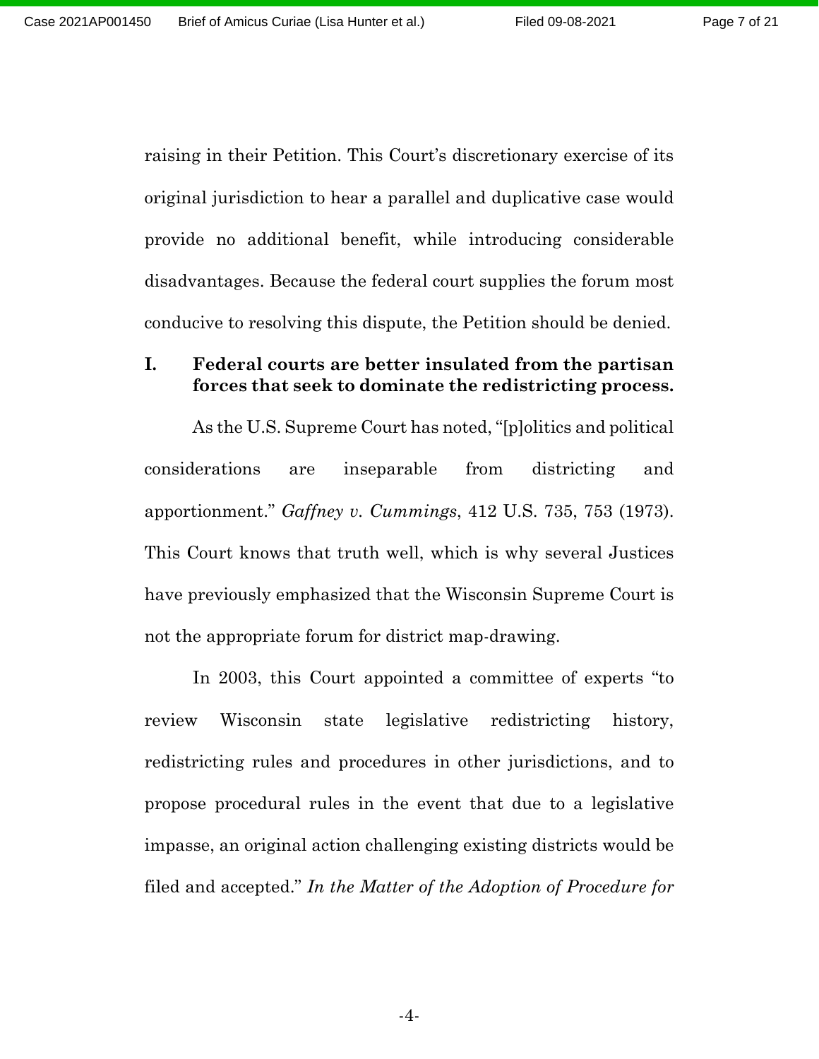raising in their Petition. This Court's discretionary exercise of its original jurisdiction to hear a parallel and duplicative case would provide no additional benefit, while introducing considerable disadvantages. Because the federal court supplies the forum most conducive to resolving this dispute, the Petition should be denied.

## I. Federal courts are better insulated from the partisan forces that seek to dominate the redistricting process.

As the U.S. Supreme Court has noted, "[p]olitics and political considerations are inseparable from districting and apportionment." *Gaffney v. Cummings*, 412 U.S. 735, 753 (1973). This Court knows that truth well, which is why several Justices have previously emphasized that the Wisconsin Supreme Court is not the appropriate forum for district map-drawing.

In 2003, this Court appointed a committee of experts "to review Wisconsin state legislative redistricting history, redistricting rules and procedures in other jurisdictions, and to propose procedural rules in the event that due to a legislative impasse, an original action challenging existing districts would be filed and accepted." *In the Matter of the Adoption of Procedure for*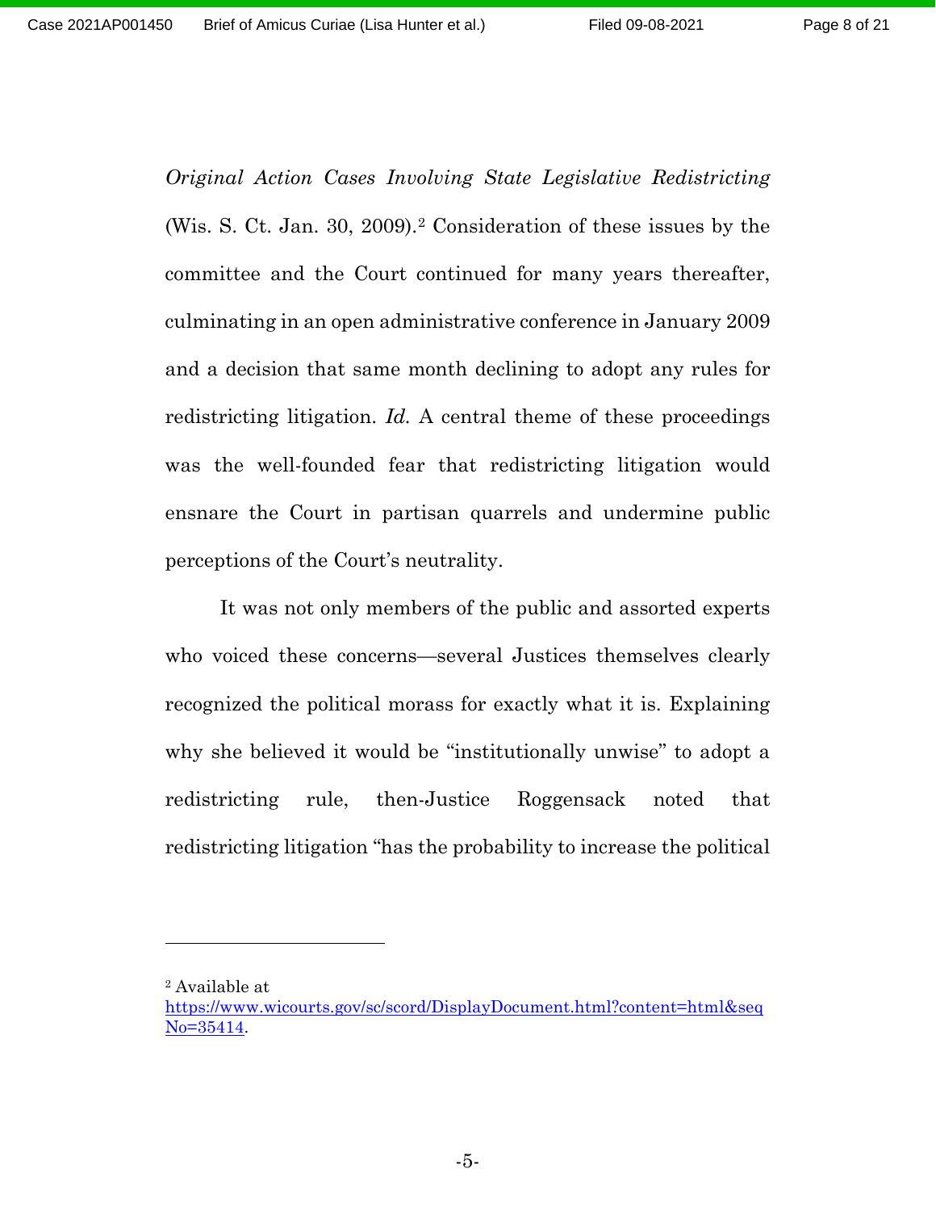*Original Action Cases Involving State Legislative Redistricting* (Wis. S. Ct. Jan. 30, 2009).[2] Consideration of these issues by the committee and the Court continued for many years thereafter, culminating in an open administrative conference in January 2009 and a decision that same month declining to adopt any rules for redistricting litigation. *Id.* A central theme of these proceedings was the well-founded fear that redistricting litigation would ensnare the Court in partisan quarrels and undermine public perceptions of the Court's neutrality.

It was not only members of the public and assorted experts who voiced these concerns—several Justices themselves clearly recognized the political morass for exactly what it is. Explaining why she believed it would be "institutionally unwise" to adopt a redistricting rule, then-Justice Roggensack noted that redistricting litigation "has the probability to increase the political

---

[2] Available at https://www.wicourts.gov/sc/scord/DisplayDocument.html?content=html&seqNo=35414.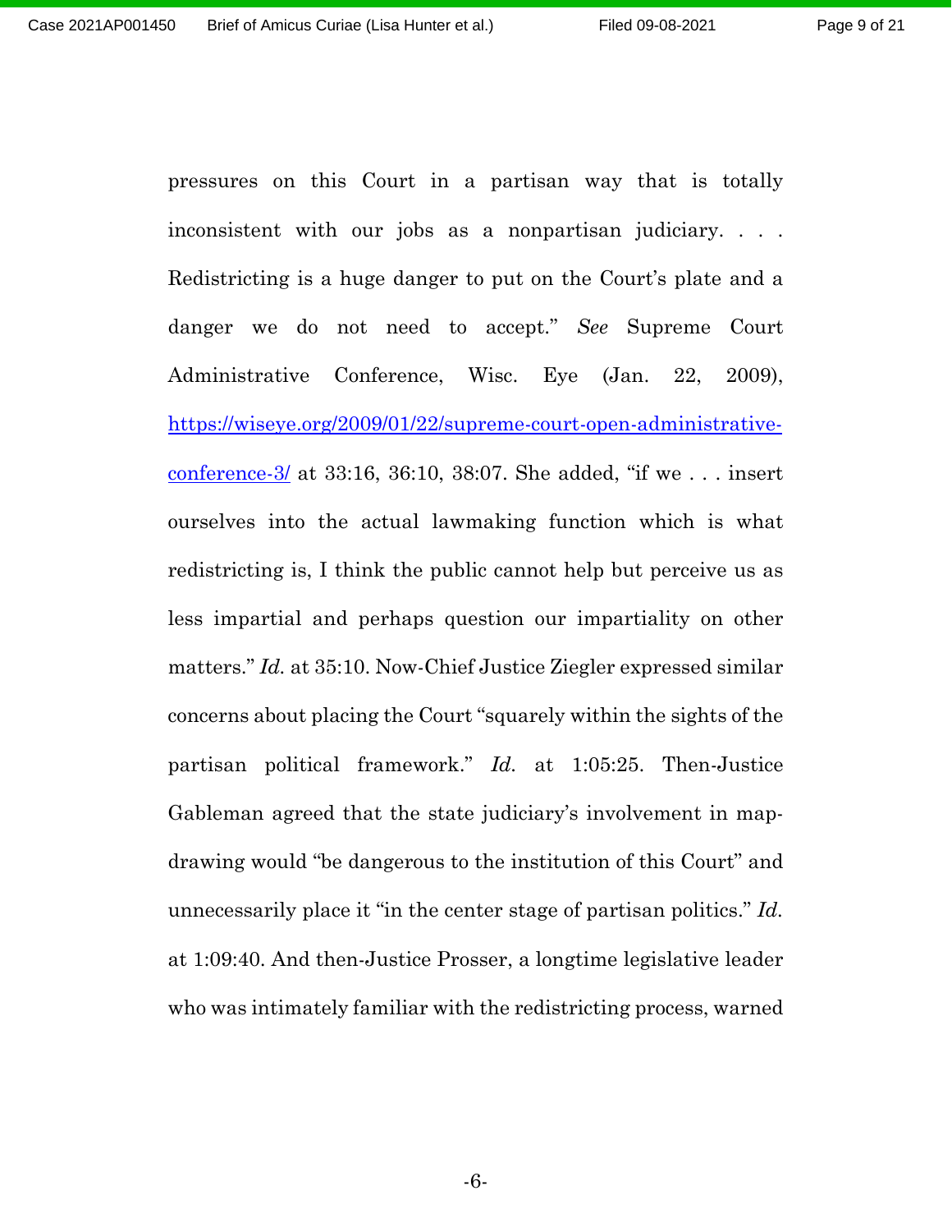pressures on this Court in a partisan way that is totally inconsistent with our jobs as a nonpartisan judiciary. . . . Redistricting is a huge danger to put on the Court's plate and a danger we do not need to accept." *See* Supreme Court Administrative Conference, Wisc. Eye (Jan. 22, 2009), [https://wiseye.org/2009/01/22/supreme-court-open-administrative-conference-3/](https://wiseye.org/2009/01/22/supreme-court-open-administrative-conference-3/) at 33:16, 36:10, 38:07. She added, "if we . . . insert ourselves into the actual lawmaking function which is what redistricting is, I think the public cannot help but perceive us as less impartial and perhaps question our impartiality on other matters." *Id.* at 35:10. Now-Chief Justice Ziegler expressed similar concerns about placing the Court "squarely within the sights of the partisan political framework." *Id.* at 1:05:25. Then-Justice Gableman agreed that the state judiciary's involvement in map-drawing would "be dangerous to the institution of this Court" and unnecessarily place it "in the center stage of partisan politics." *Id.* at 1:09:40. And then-Justice Prosser, a longtime legislative leader who was intimately familiar with the redistricting process, warned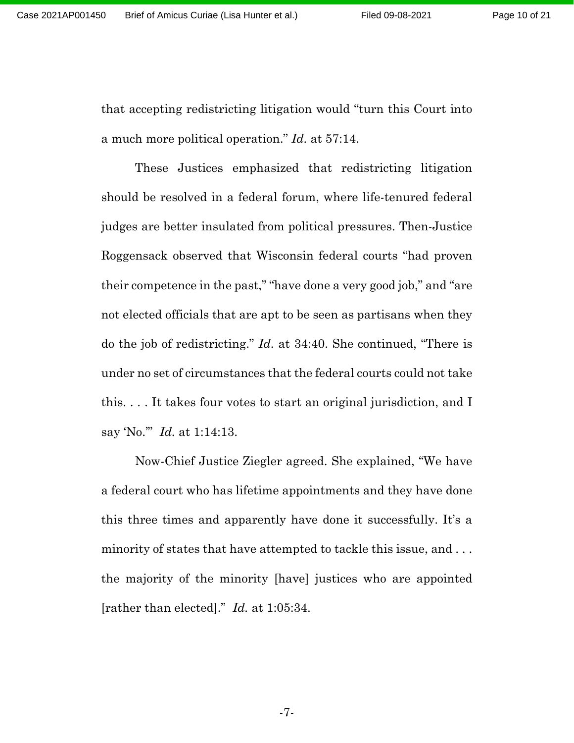that accepting redistricting litigation would "turn this Court into a much more political operation." *Id.* at 57:14.

These Justices emphasized that redistricting litigation should be resolved in a federal forum, where life-tenured federal judges are better insulated from political pressures. Then-Justice Roggensack observed that Wisconsin federal courts "had proven their competence in the past," "have done a very good job," and "are not elected officials that are apt to be seen as partisans when they do the job of redistricting." *Id.* at 34:40. She continued, "There is under no set of circumstances that the federal courts could not take this. . . . It takes four votes to start an original jurisdiction, and I say 'No.'" *Id.* at 1:14:13.

Now-Chief Justice Ziegler agreed. She explained, "We have a federal court who has lifetime appointments and they have done this three times and apparently have done it successfully. It's a minority of states that have attempted to tackle this issue, and . . . the majority of the minority [have] justices who are appointed [rather than elected]." *Id.* at 1:05:34.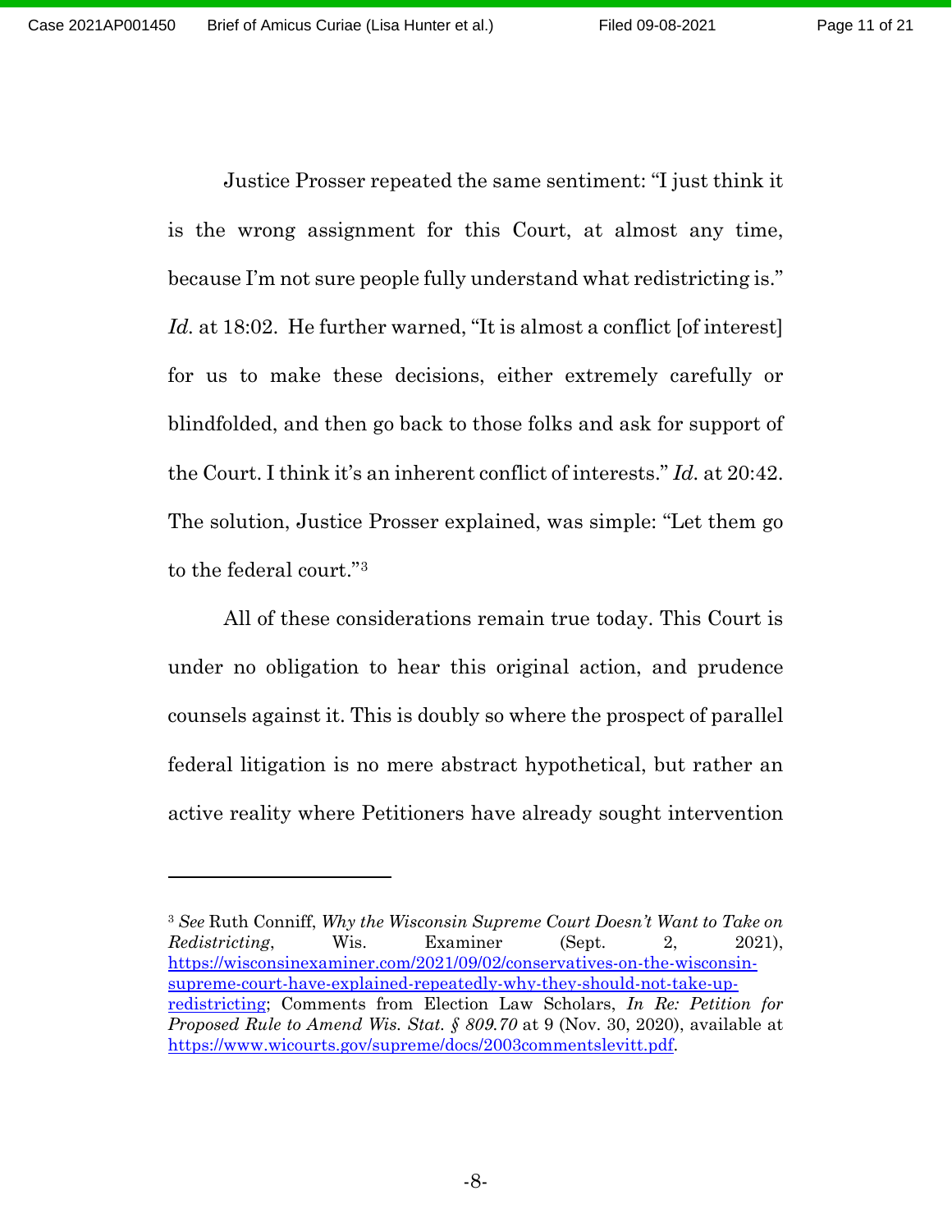Justice Prosser repeated the same sentiment: "I just think it is the wrong assignment for this Court, at almost any time, because I'm not sure people fully understand what redistricting is." *Id.* at 18:02. He further warned, "It is almost a conflict [of interest] for us to make these decisions, either extremely carefully or blindfolded, and then go back to those folks and ask for support of the Court. I think it's an inherent conflict of interests." *Id.* at 20:42. The solution, Justice Prosser explained, was simple: "Let them go to the federal court."[3]

All of these considerations remain true today. This Court is under no obligation to hear this original action, and prudence counsels against it. This is doubly so where the prospect of parallel federal litigation is no mere abstract hypothetical, but rather an active reality where Petitioners have already sought intervention

---

[3] *See* Ruth Conniff, *Why the Wisconsin Supreme Court Doesn't Want to Take on Redistricting*, Wis. Examiner (Sept. 2, 2021), https://wisconsinexaminer.com/2021/09/02/conservatives-on-the-wisconsin-supreme-court-have-explained-repeatedly-why-they-should-not-take-up-redistricting; Comments from Election Law Scholars, *In Re: Petition for Proposed Rule to Amend Wis. Stat. § 809.70* at 9 (Nov. 30, 2020), available at https://www.wicourts.gov/supreme/docs/2003commentslevitt.pdf.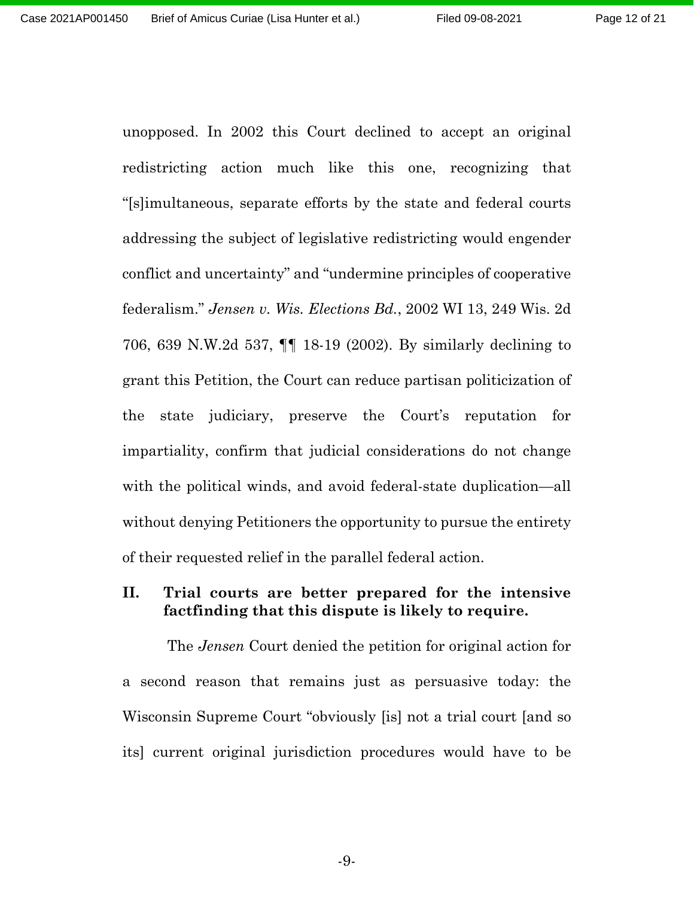unopposed. In 2002 this Court declined to accept an original redistricting action much like this one, recognizing that "[s]imultaneous, separate efforts by the state and federal courts addressing the subject of legislative redistricting would engender conflict and uncertainty" and "undermine principles of cooperative federalism." *Jensen v. Wis. Elections Bd.*, 2002 WI 13, 249 Wis. 2d 706, 639 N.W.2d 537, ¶¶ 18-19 (2002). By similarly declining to grant this Petition, the Court can reduce partisan politicization of the state judiciary, preserve the Court's reputation for impartiality, confirm that judicial considerations do not change with the political winds, and avoid federal-state duplication—all without denying Petitioners the opportunity to pursue the entirety of their requested relief in the parallel federal action.

## II. Trial courts are better prepared for the intensive factfinding that this dispute is likely to require.

The *Jensen* Court denied the petition for original action for a second reason that remains just as persuasive today: the Wisconsin Supreme Court "obviously [is] not a trial court [and so its] current original jurisdiction procedures would have to be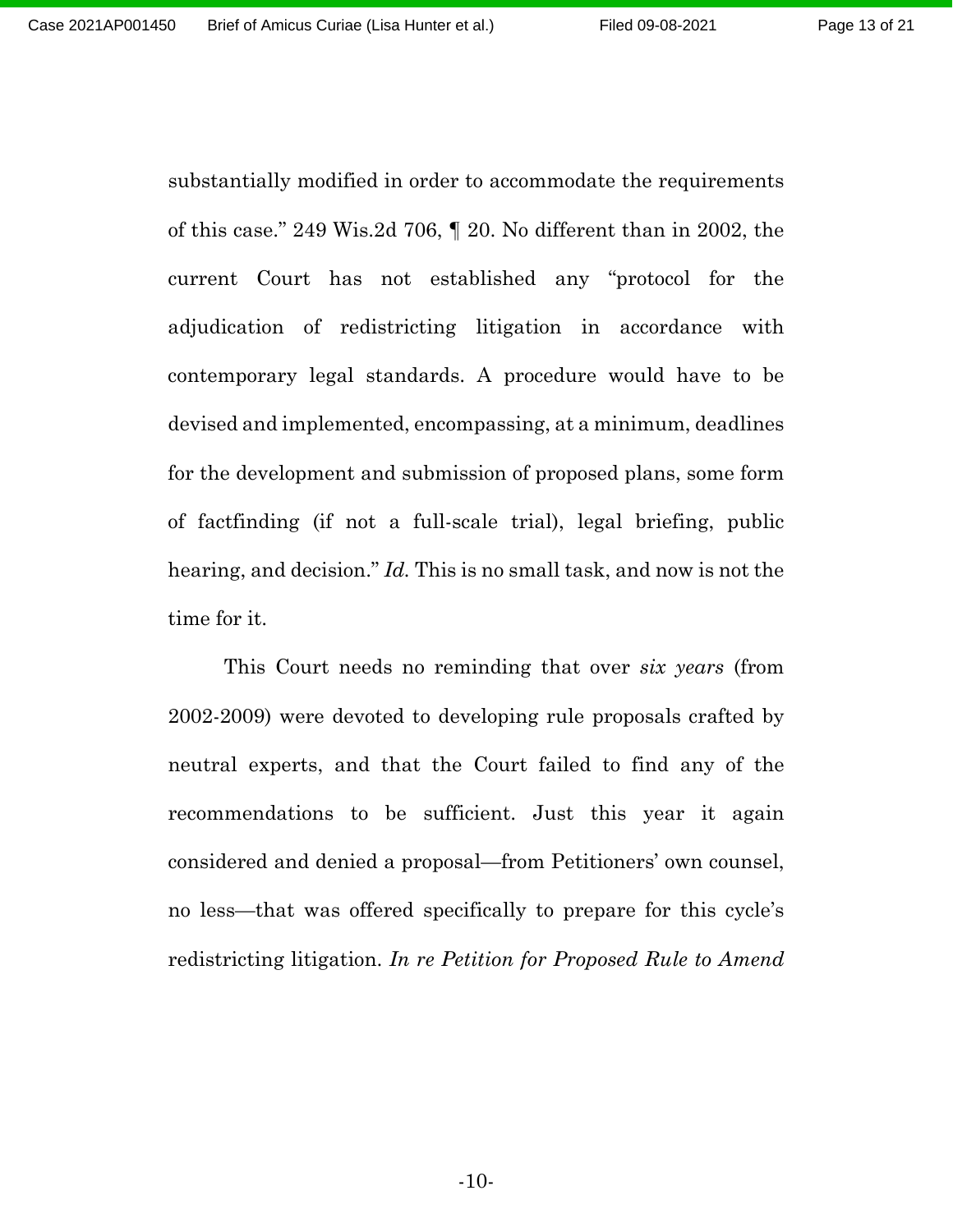substantially modified in order to accommodate the requirements of this case." 249 Wis.2d 706, ¶ 20. No different than in 2002, the current Court has not established any "protocol for the adjudication of redistricting litigation in accordance with contemporary legal standards. A procedure would have to be devised and implemented, encompassing, at a minimum, deadlines for the development and submission of proposed plans, some form of factfinding (if not a full-scale trial), legal briefing, public hearing, and decision." *Id.* This is no small task, and now is not the time for it.

This Court needs no reminding that over *six years* (from 2002-2009) were devoted to developing rule proposals crafted by neutral experts, and that the Court failed to find any of the recommendations to be sufficient. Just this year it again considered and denied a proposal—from Petitioners' own counsel, no less—that was offered specifically to prepare for this cycle's redistricting litigation. *In re Petition for Proposed Rule to Amend*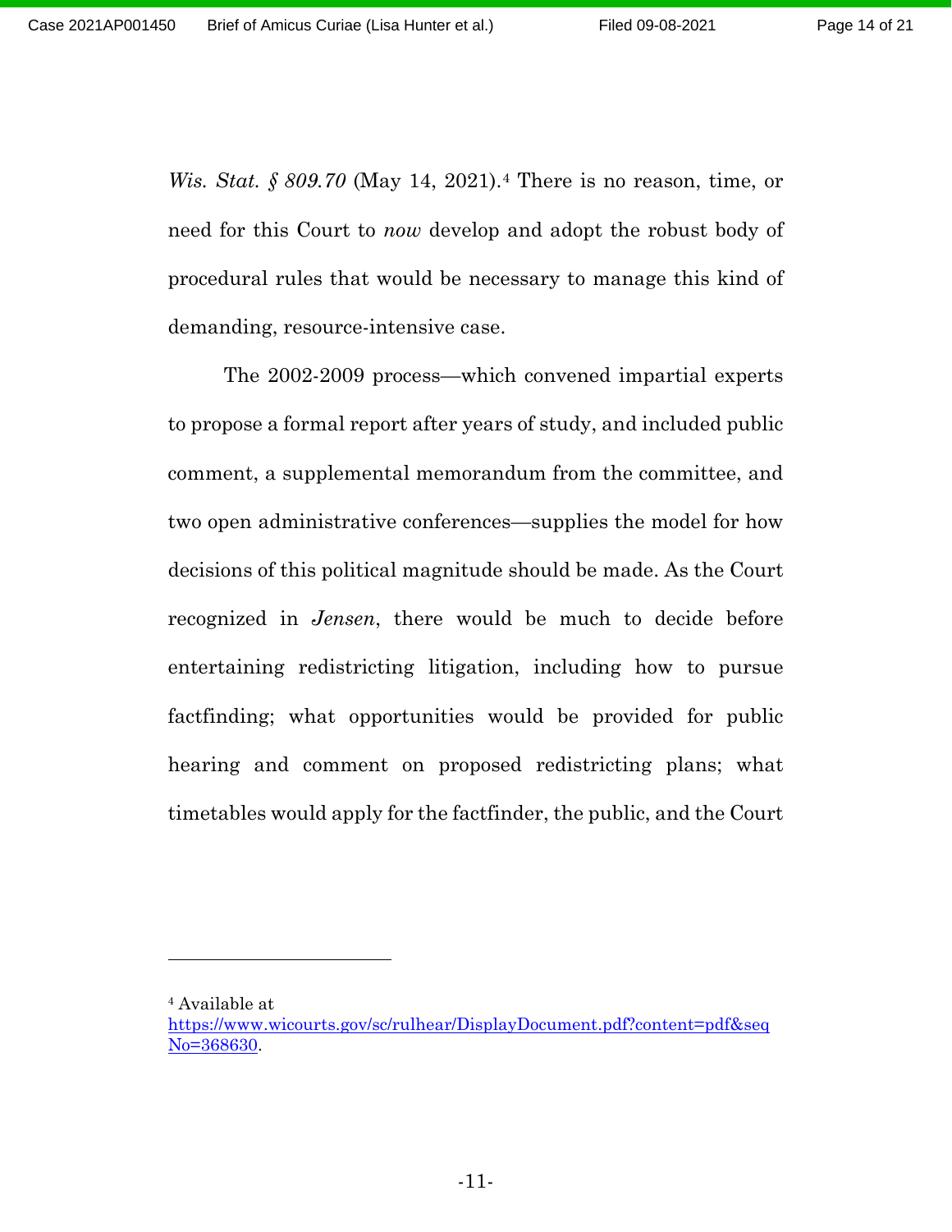*Wis. Stat. § 809.70* (May 14, 2021).[4] There is no reason, time, or need for this Court to *now* develop and adopt the robust body of procedural rules that would be necessary to manage this kind of demanding, resource-intensive case.

The 2002-2009 process—which convened impartial experts to propose a formal report after years of study, and included public comment, a supplemental memorandum from the committee, and two open administrative conferences—supplies the model for how decisions of this political magnitude should be made. As the Court recognized in *Jensen*, there would be much to decide before entertaining redistricting litigation, including how to pursue factfinding; what opportunities would be provided for public hearing and comment on proposed redistricting plans; what timetables would apply for the factfinder, the public, and the Court

---

[4] Available at https://www.wicourts.gov/sc/rulhear/DisplayDocument.pdf?content=pdf&seqNo=368630.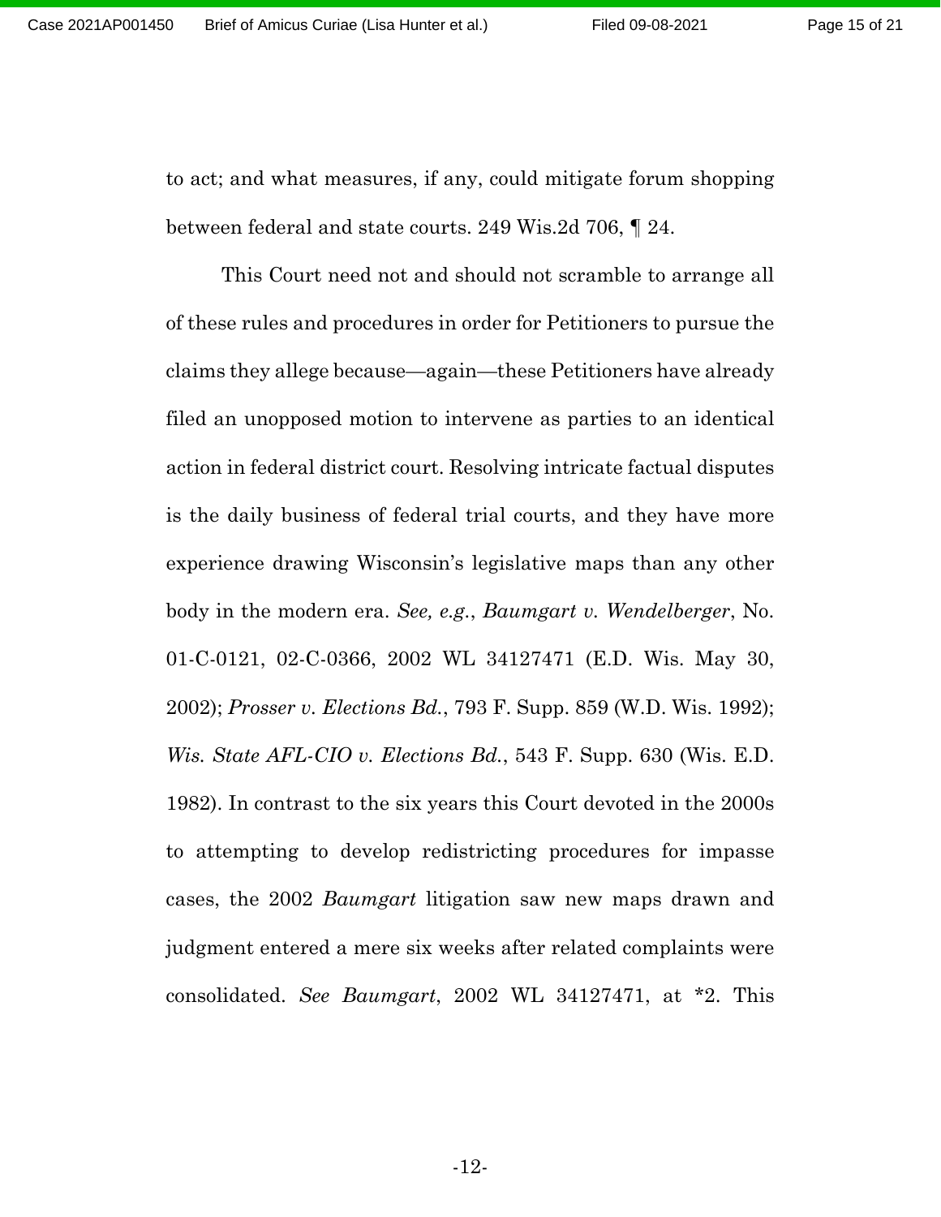to act; and what measures, if any, could mitigate forum shopping between federal and state courts. 249 Wis.2d 706, ¶ 24.

This Court need not and should not scramble to arrange all of these rules and procedures in order for Petitioners to pursue the claims they allege because—again—these Petitioners have already filed an unopposed motion to intervene as parties to an identical action in federal district court. Resolving intricate factual disputes is the daily business of federal trial courts, and they have more experience drawing Wisconsin's legislative maps than any other body in the modern era. *See, e.g.*, *Baumgart v. Wendelberger*, No. 01-C-0121, 02-C-0366, 2002 WL 34127471 (E.D. Wis. May 30, 2002); *Prosser v. Elections Bd.*, 793 F. Supp. 859 (W.D. Wis. 1992); *Wis. State AFL-CIO v. Elections Bd.*, 543 F. Supp. 630 (Wis. E.D. 1982). In contrast to the six years this Court devoted in the 2000s to attempting to develop redistricting procedures for impasse cases, the 2002 *Baumgart* litigation saw new maps drawn and judgment entered a mere six weeks after related complaints were consolidated. *See Baumgart*, 2002 WL 34127471, at *2. This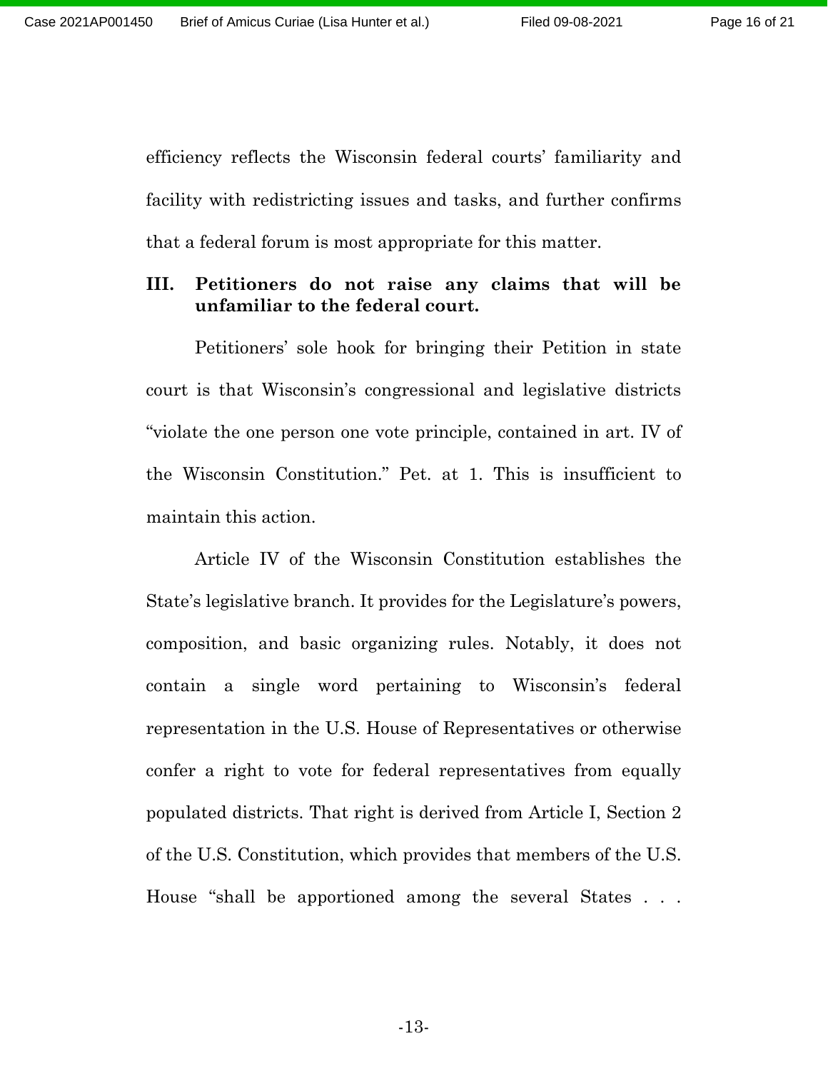efficiency reflects the Wisconsin federal courts' familiarity and facility with redistricting issues and tasks, and further confirms that a federal forum is most appropriate for this matter.

## III. Petitioners do not raise any claims that will be unfamiliar to the federal court.

Petitioners' sole hook for bringing their Petition in state court is that Wisconsin's congressional and legislative districts "violate the one person one vote principle, contained in art. IV of the Wisconsin Constitution." Pet. at 1. This is insufficient to maintain this action.

Article IV of the Wisconsin Constitution establishes the State's legislative branch. It provides for the Legislature's powers, composition, and basic organizing rules. Notably, it does not contain a single word pertaining to Wisconsin's federal representation in the U.S. House of Representatives or otherwise confer a right to vote for federal representatives from equally populated districts. That right is derived from Article I, Section 2 of the U.S. Constitution, which provides that members of the U.S. House "shall be apportioned among the several States . . .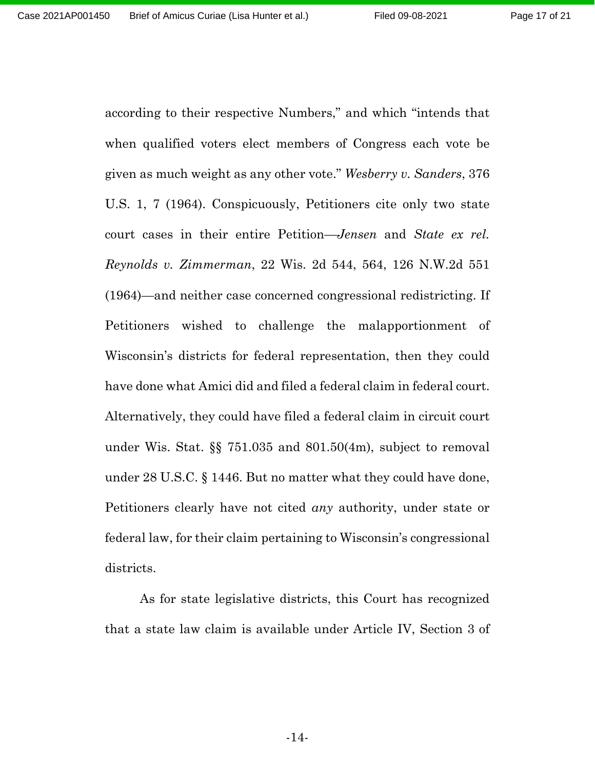according to their respective Numbers," and which "intends that when qualified voters elect members of Congress each vote be given as much weight as any other vote." *Wesberry v. Sanders*, 376 U.S. 1, 7 (1964). Conspicuously, Petitioners cite only two state court cases in their entire Petition—*Jensen* and *State ex rel. Reynolds v. Zimmerman*, 22 Wis. 2d 544, 564, 126 N.W.2d 551 (1964)—and neither case concerned congressional redistricting. If Petitioners wished to challenge the malapportionment of Wisconsin's districts for federal representation, then they could have done what Amici did and filed a federal claim in federal court. Alternatively, they could have filed a federal claim in circuit court under Wis. Stat. §§ 751.035 and 801.50(4m), subject to removal under 28 U.S.C. § 1446. But no matter what they could have done, Petitioners clearly have not cited *any* authority, under state or federal law, for their claim pertaining to Wisconsin's congressional districts.

As for state legislative districts, this Court has recognized that a state law claim is available under Article IV, Section 3 of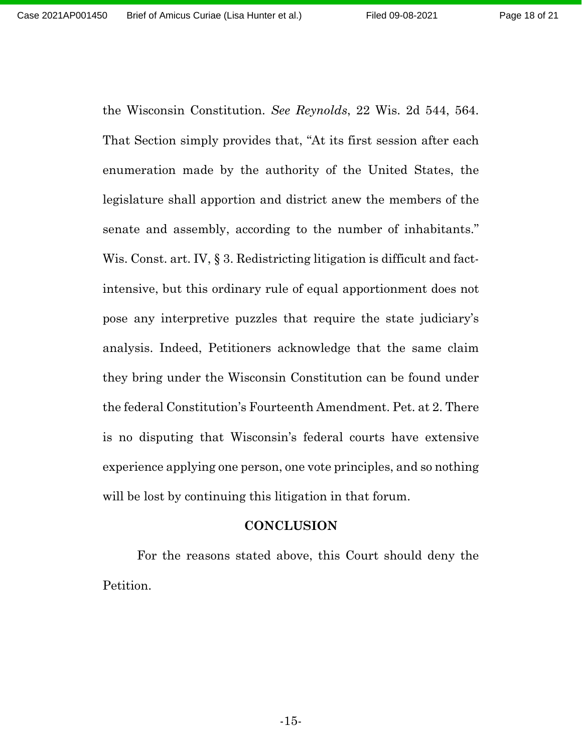the Wisconsin Constitution. *See Reynolds*, 22 Wis. 2d 544, 564. That Section simply provides that, "At its first session after each enumeration made by the authority of the United States, the legislature shall apportion and district anew the members of the senate and assembly, according to the number of inhabitants." Wis. Const. art. IV, § 3. Redistricting litigation is difficult and fact-intensive, but this ordinary rule of equal apportionment does not pose any interpretive puzzles that require the state judiciary's analysis. Indeed, Petitioners acknowledge that the same claim they bring under the Wisconsin Constitution can be found under the federal Constitution's Fourteenth Amendment. Pet. at 2. There is no disputing that Wisconsin's federal courts have extensive experience applying one person, one vote principles, and so nothing will be lost by continuing this litigation in that forum.

## CONCLUSION

For the reasons stated above, this Court should deny the Petition.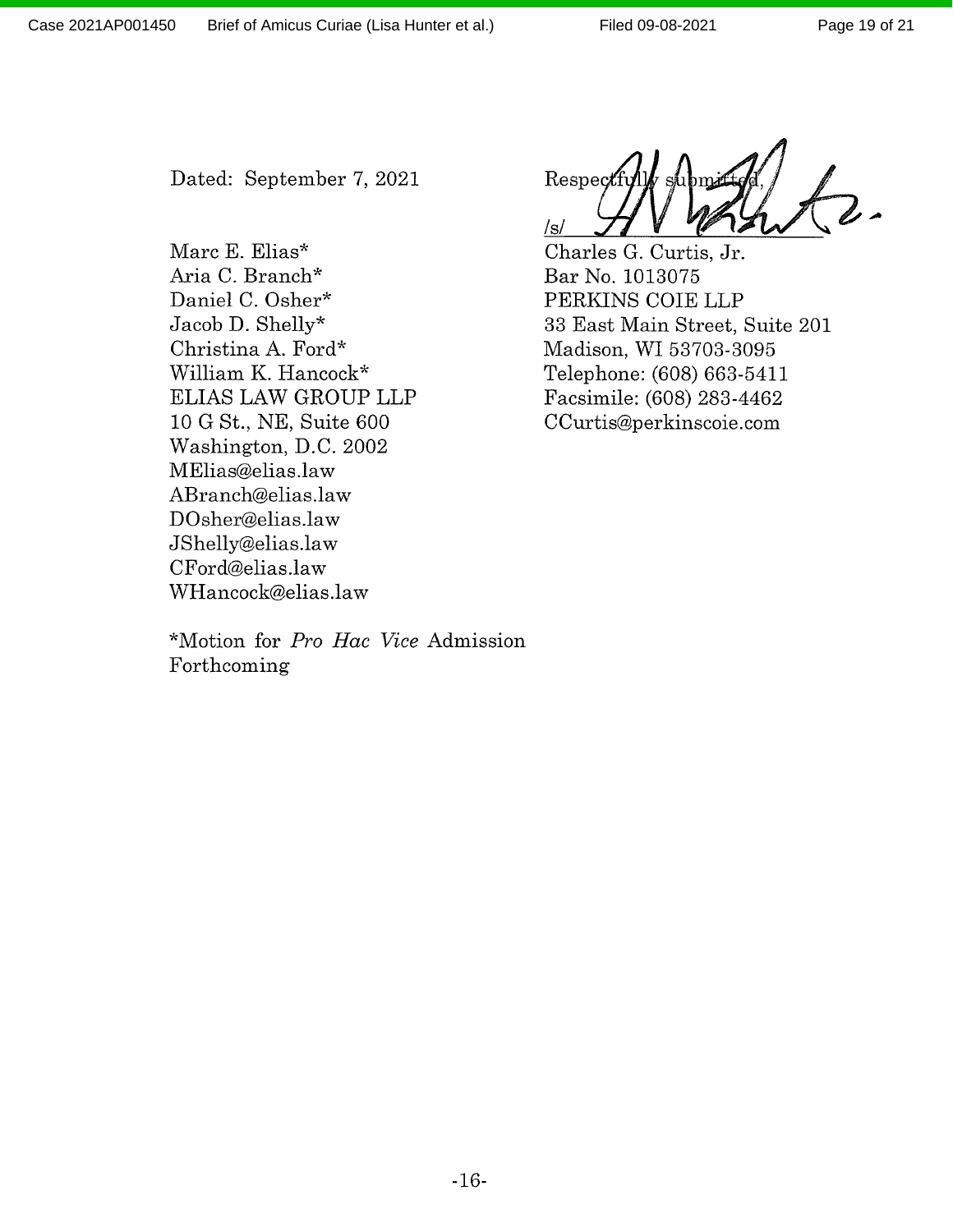Dated: September 7, 2021

Respectfully submitted,

/s/

Charles G. Curtis, Jr.
Bar No. 1013075
PERKINS COIE LLP
33 East Main Street, Suite 201
Madison, WI 53703-3095
Telephone: (608) 663-5411
Facsimile: (608) 283-4462
CCurtis@perkinscoie.com

Marc E. Elias*
Aria C. Branch*
Daniel C. Osher*
Jacob D. Shelly*
Christina A. Ford*
William K. Hancock*
ELIAS LAW GROUP LLP
10 G St., NE, Suite 600
Washington, D.C. 2002
MElias@elias.law
ABranch@elias.law
DOsher@elias.law
JShelly@elias.law
CFord@elias.law
WHancock@elias.law

*Motion for *Pro Hac Vice* Admission Forthcoming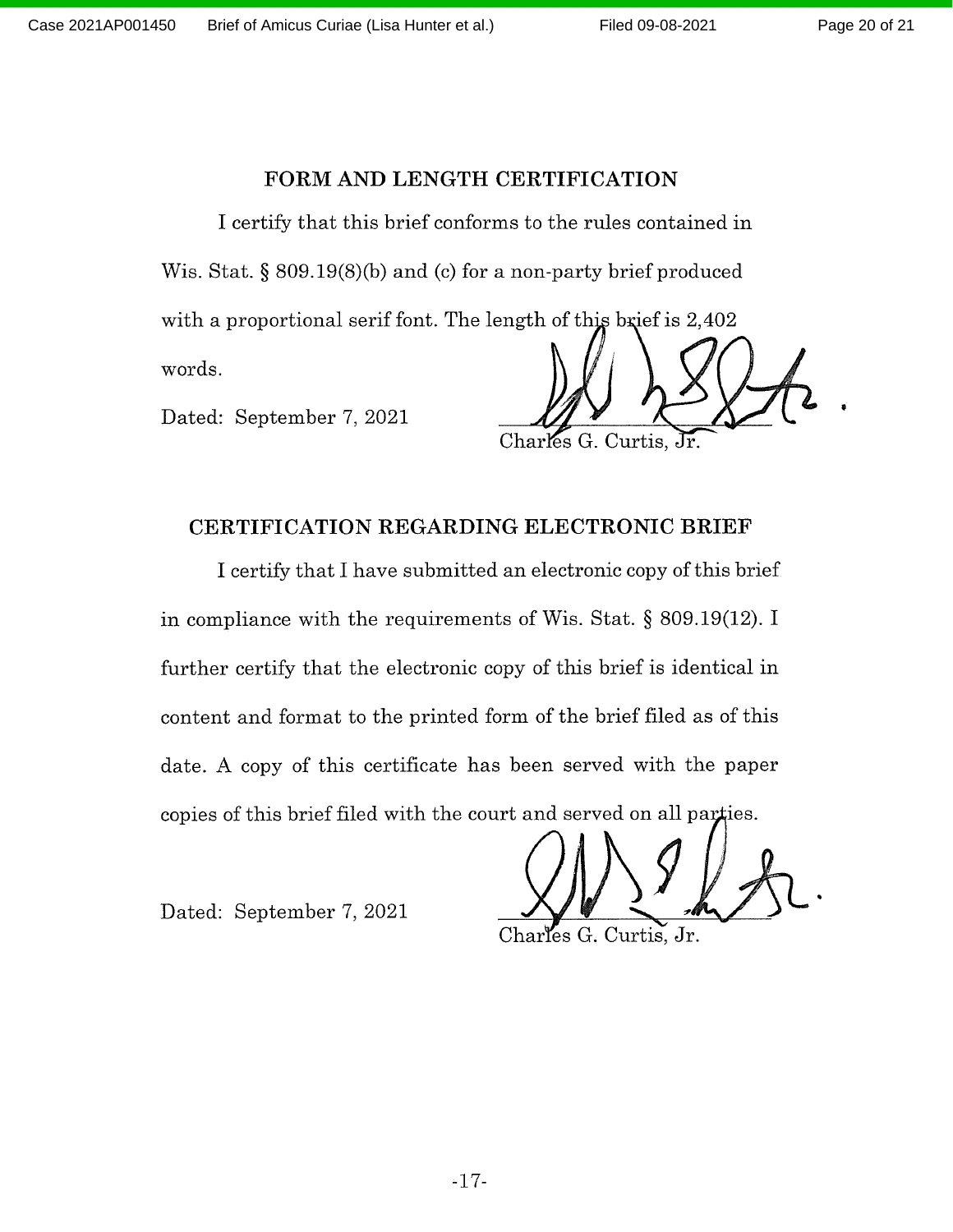## FORM AND LENGTH CERTIFICATION

I certify that this brief conforms to the rules contained in Wis. Stat. § 809.19(8)(b) and (c) for a non-party brief produced with a proportional serif font. The length of this brief is 2,402 words.

Dated: September 7, 2021

Charles G. Curtis, Jr.

## CERTIFICATION REGARDING ELECTRONIC BRIEF

I certify that I have submitted an electronic copy of this brief in compliance with the requirements of Wis. Stat. § 809.19(12). I further certify that the electronic copy of this brief is identical in content and format to the printed form of the brief filed as of this date. A copy of this certificate has been served with the paper copies of this brief filed with the court and served on all parties.

Dated: September 7, 2021

Charles G. Curtis, Jr.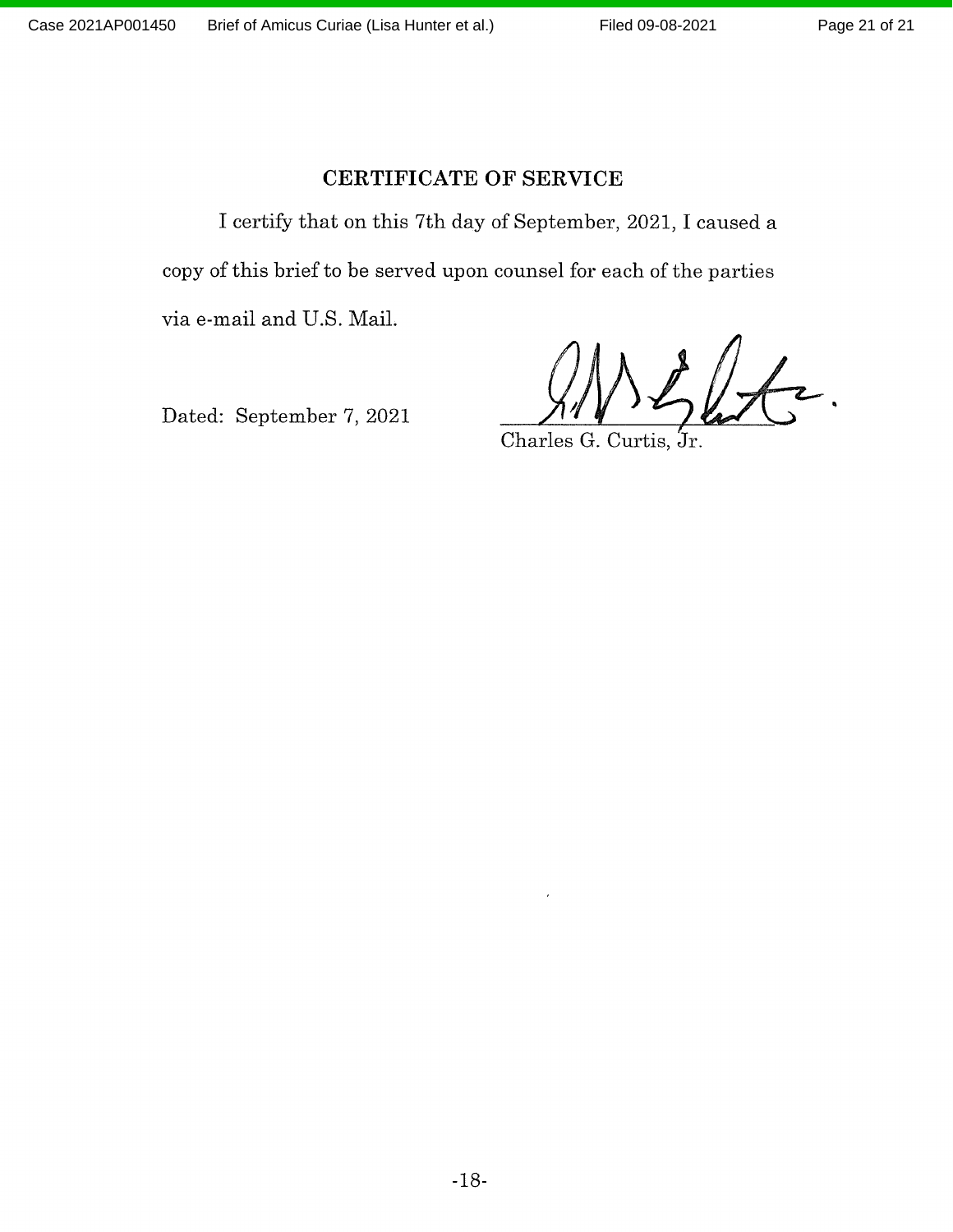## CERTIFICATE OF SERVICE

I certify that on this 7th day of September, 2021, I caused a copy of this brief to be served upon counsel for each of the parties via e-mail and U.S. Mail.

Dated: September 7, 2021

Charles G. Curtis, Jr.